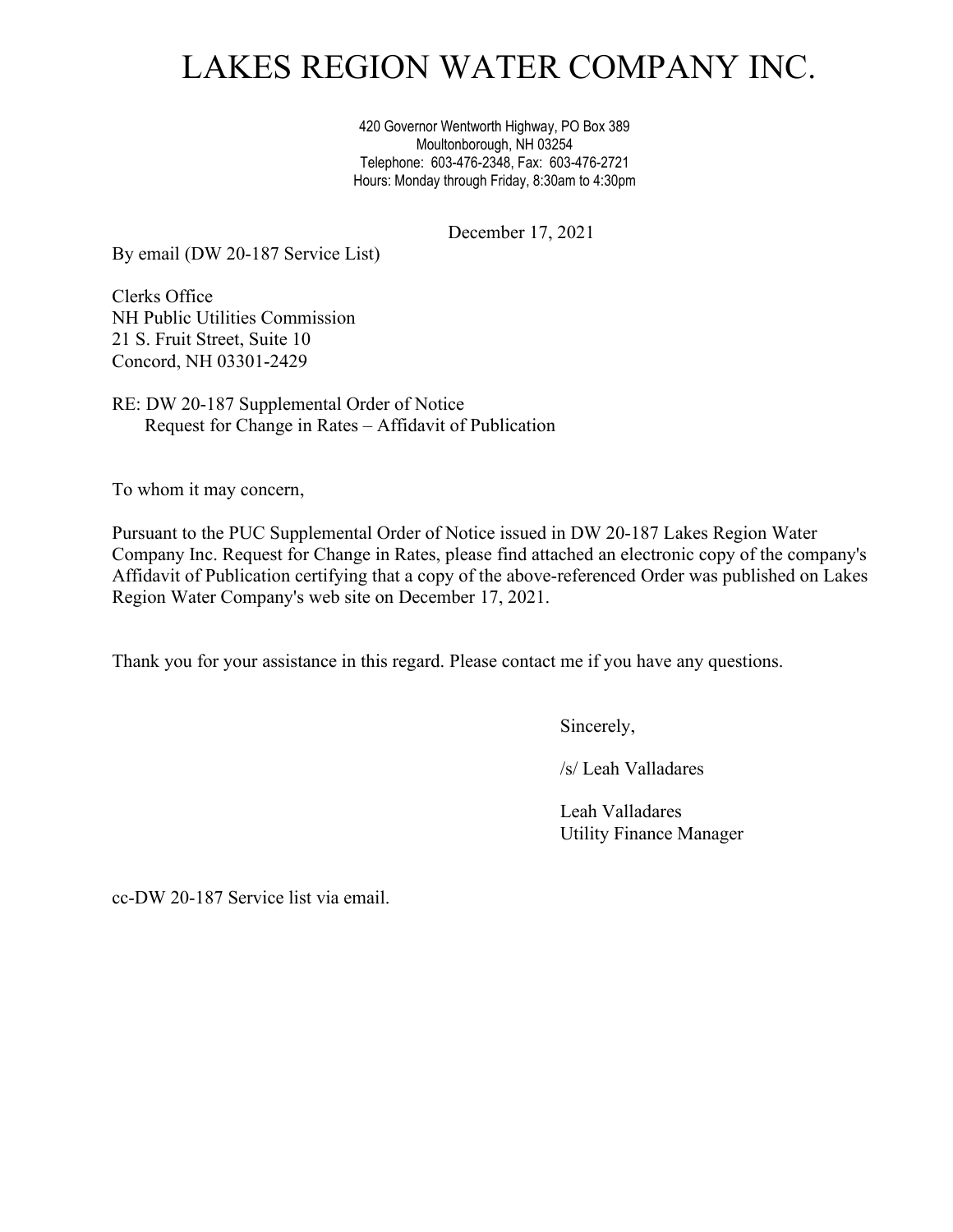# LAKES REGION WATER COMPANY INC.

420 Governor Wentworth Highway, PO Box 389
Moultonborough, NH 03254
Telephone: 603-476-2348, Fax: 603-476-2721
Hours: Monday through Friday, 8:30am to 4:30pm

December 17, 2021

By email (DW 20-187 Service List)

Clerks Office
NH Public Utilities Commission
21 S. Fruit Street, Suite 10
Concord, NH 03301-2429

RE: DW 20-187 Supplemental Order of Notice
Request for Change in Rates – Affidavit of Publication

To whom it may concern,

Pursuant to the PUC Supplemental Order of Notice issued in DW 20-187 Lakes Region Water Company Inc. Request for Change in Rates, please find attached an electronic copy of the company's Affidavit of Publication certifying that a copy of the above-referenced Order was published on Lakes Region Water Company's web site on December 17, 2021.

Thank you for your assistance in this regard. Please contact me if you have any questions.

Sincerely,

/s/ Leah Valladares

Leah Valladares
Utility Finance Manager

cc-DW 20-187 Service list via email.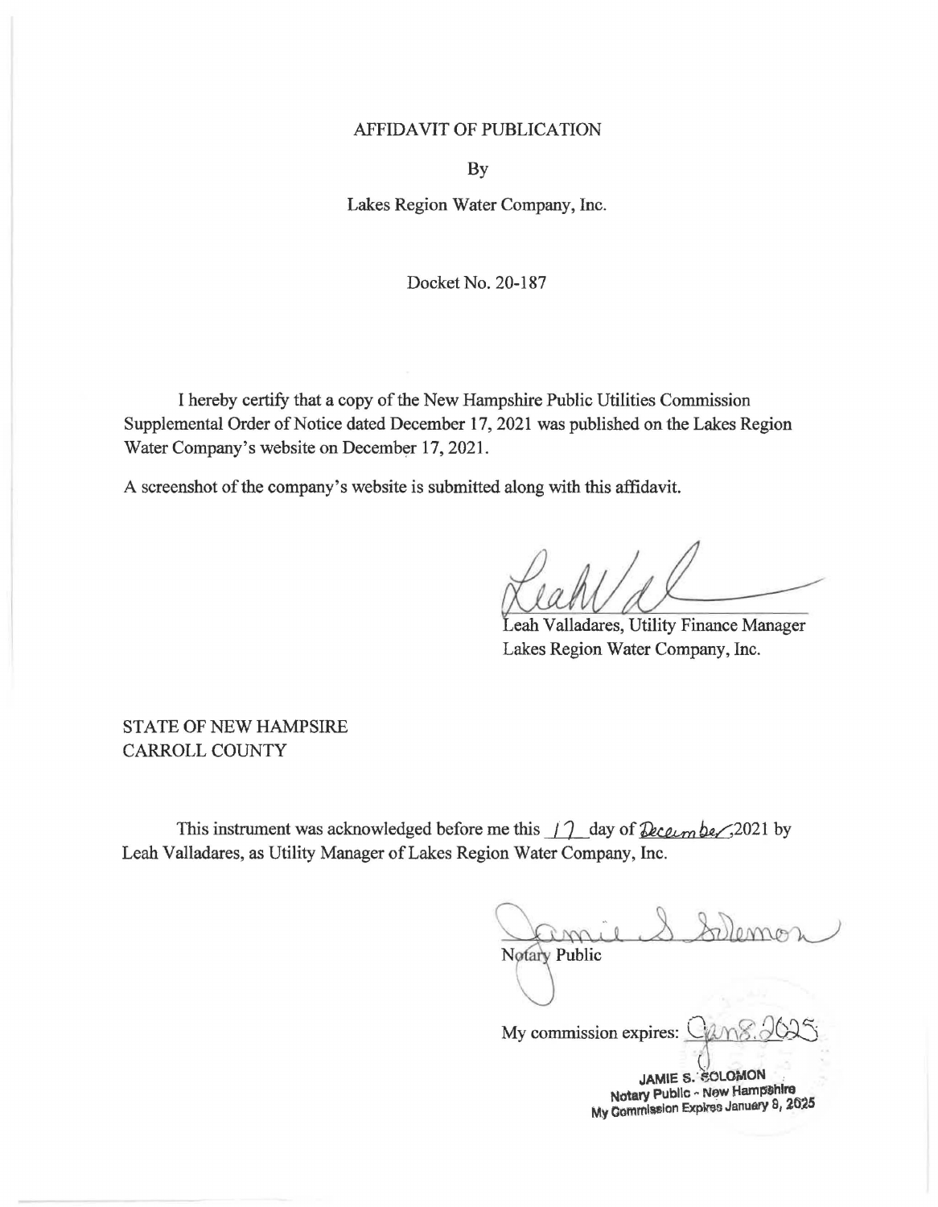AFFIDAVIT OF PUBLICATION

By

Lakes Region Water Company, Inc.

Docket No. 20-187

I hereby certify that a copy of the New Hampshire Public Utilities Commission Supplemental Order of Notice dated December 17, 2021 was published on the Lakes Region Water Company's website on December 17, 2021.

A screenshot of the company's website is submitted along with this affidavit.

Leah Valladares, Utility Finance Manager
Lakes Region Water Company, Inc.

STATE OF NEW HAMPSIRE
CARROLL COUNTY

This instrument was acknowledged before me this 17 day of December, 2021 by Leah Valladares, as Utility Manager of Lakes Region Water Company, Inc.

Notary Public

My commission expires: Jan 8, 2025

JAMIE S. SOLOMON
Notary Public - New Hampshire
My Commission Expires January 8, 2025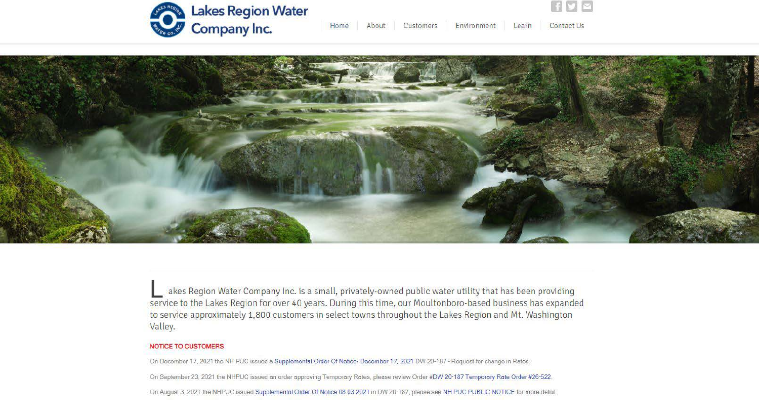# Lakes Region Water Company Inc.

Home | About | Customers | Environment | Learn | Contact Us

Lakes Region Water Company Inc. is a small, privately-owned public water utility that has been providing service to the Lakes Region for over 40 years. During this time, our Moultonboro-based business has expanded to service approximately 1,800 customers in select towns throughout the Lakes Region and Mt. Washington Valley.

**NOTICE TO CUSTOMERS**

On December 17, 2021 the NH PUC issued a Supplemental Order Of Notice- December 17, 2021 DW 20-187 - Request for change in Rates.

On September 23, 2021 the NHPUC issued an order approving Temporary Rates, please review Order #DW 20-187 Temporary Rate Order #26-522.

On August 3, 2021 the NHPUC issued Supplemental Order Of Notice 08.03.2021 in DW 20-187, please see NH PUC PUBLIC NOTICE for more detail.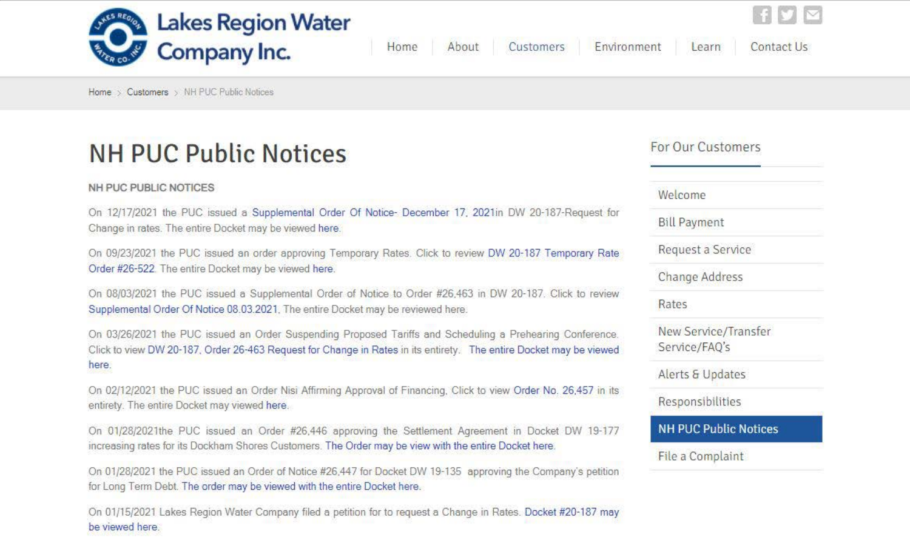Lakes Region Water Company Inc.

Home | About | Customers | Environment | Learn | Contact Us

Home > Customers > NH PUC Public Notices

# NH PUC Public Notices

**NH PUC PUBLIC NOTICES**

On 12/17/2021 the PUC issued a Supplemental Order Of Notice- December 17, 2021in DW 20-187-Request for Change in rates. The entire Docket may be viewed here.

On 09/23/2021 the PUC issued an order approving Temporary Rates. Click to review DW 20-187 Temporary Rate Order #26-522. The entire Docket may be viewed here.

On 08/03/2021 the PUC issued a Supplemental Order of Notice to Order #26,463 in DW 20-187. Click to review Supplemental Order Of Notice 08.03.2021. The entire Docket may be reviewed here.

On 03/26/2021 the PUC issued an Order Suspending Proposed Tariffs and Scheduling a Prehearing Conference. Click to view DW 20-187, Order 26-463 Request for Change in Rates in its entirety. The entire Docket may be viewed here.

On 02/12/2021 the PUC issued an Order Nisi Affirming Approval of Financing, Click to view Order No. 26,457 in its entirety. The entire Docket may viewed here.

On 01/28/2021the PUC issued an Order #26,446 approving the Settlement Agreement in Docket DW 19-177 increasing rates for its Dockham Shores Customers. The Order may be view with the entire Docket here.

On 01/28/2021 the PUC issued an Order of Notice #26,447 for Docket DW 19-135 approving the Company's petition for Long Term Debt. The order may be viewed with the entire Docket here.

On 01/15/2021 Lakes Region Water Company filed a petition for to request a Change in Rates. Docket #20-187 may be viewed here.

## For Our Customers

- Welcome
- Bill Payment
- Request a Service
- Change Address
- Rates
- New Service/Transfer Service/FAQ's
- Alerts & Updates
- Responsibilities
- NH PUC Public Notices
- File a Complaint